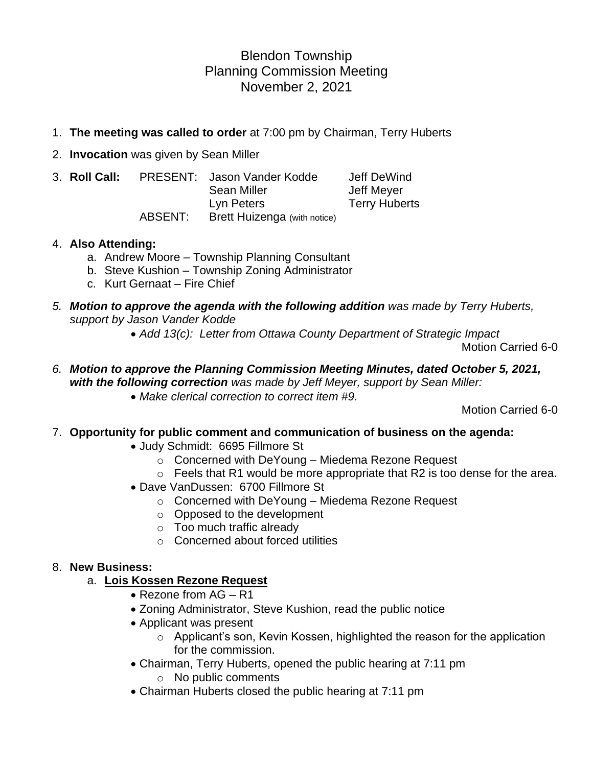# Blendon Township
## Planning Commission Meeting
## November 2, 2021

1. **The meeting was called to order** at 7:00 pm by Chairman, Terry Huberts
2. **Invocation** was given by Sean Miller
3. **Roll Call:**

   PRESENT: Jason Vander Kodde, Jeff DeWind, Sean Miller, Jeff Meyer, Lyn Peters, Terry Huberts

   ABSENT: Brett Huizenga (with notice)

4. **Also Attending:**
   a. Andrew Moore – Township Planning Consultant
   b. Steve Kushion – Township Zoning Administrator
   c. Kurt Gernaat – Fire Chief

5. ***Motion to approve the agenda with the following addition*** *was made by Terry Huberts, support by Jason Vander Kodde*
   - *Add 13(c): Letter from Ottawa County Department of Strategic Impact*

   Motion Carried 6-0

6. ***Motion to approve the Planning Commission Meeting Minutes, dated October 5, 2021, with the following correction*** *was made by Jeff Meyer, support by Sean Miller:*
   - *Make clerical correction to correct item #9.*

   Motion Carried 6-0

7. **Opportunity for public comment and communication of business on the agenda:**
   - Judy Schmidt: 6695 Fillmore St
     - Concerned with DeYoung – Miedema Rezone Request
     - Feels that R1 would be more appropriate that R2 is too dense for the area.
   - Dave VanDussen: 6700 Fillmore St
     - Concerned with DeYoung – Miedema Rezone Request
     - Opposed to the development
     - Too much traffic already
     - Concerned about forced utilities

8. **New Business:**
   a. **<u>Lois Kossen Rezone Request</u>**
      - Rezone from AG – R1
      - Zoning Administrator, Steve Kushion, read the public notice
      - Applicant was present
        - Applicant's son, Kevin Kossen, highlighted the reason for the application for the commission.
      - Chairman, Terry Huberts, opened the public hearing at 7:11 pm
        - No public comments
      - Chairman Huberts closed the public hearing at 7:11 pm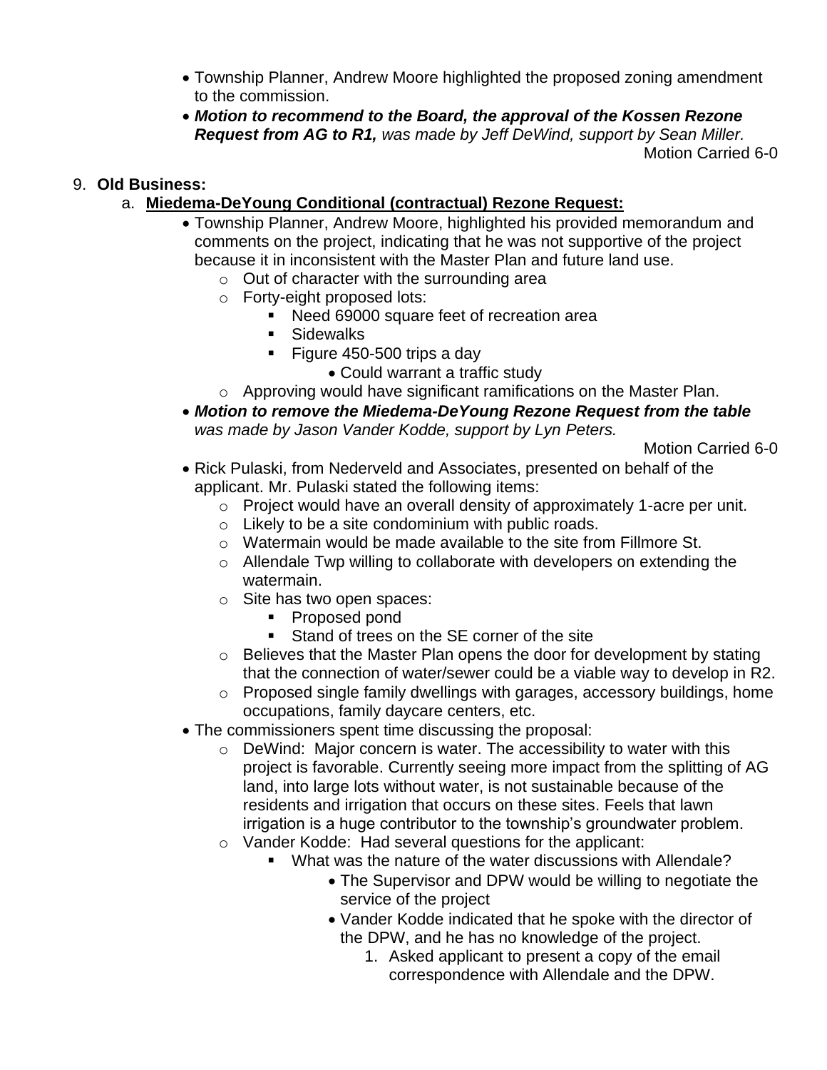- Township Planner, Andrew Moore highlighted the proposed zoning amendment to the commission.
- ***Motion to recommend to the Board, the approval of the Kossen Rezone Request from AG to R1,*** *was made by Jeff DeWind, support by Sean Miller.*

Motion Carried 6-0

9. **Old Business:**
   a. **Miedema-DeYoung Conditional (contractual) Rezone Request:**
      - Township Planner, Andrew Moore, highlighted his provided memorandum and comments on the project, indicating that he was not supportive of the project because it in inconsistent with the Master Plan and future land use.
        - Out of character with the surrounding area
        - Forty-eight proposed lots:
          - Need 69000 square feet of recreation area
          - Sidewalks
          - Figure 450-500 trips a day
            - Could warrant a traffic study
        - Approving would have significant ramifications on the Master Plan.
      - ***Motion to remove the Miedema-DeYoung Rezone Request from the table*** *was made by Jason Vander Kodde, support by Lyn Peters.*

        Motion Carried 6-0
      - Rick Pulaski, from Nederveld and Associates, presented on behalf of the applicant. Mr. Pulaski stated the following items:
        - Project would have an overall density of approximately 1-acre per unit.
        - Likely to be a site condominium with public roads.
        - Watermain would be made available to the site from Fillmore St.
        - Allendale Twp willing to collaborate with developers on extending the watermain.
        - Site has two open spaces:
          - Proposed pond
          - Stand of trees on the SE corner of the site
        - Believes that the Master Plan opens the door for development by stating that the connection of water/sewer could be a viable way to develop in R2.
        - Proposed single family dwellings with garages, accessory buildings, home occupations, family daycare centers, etc.
   - The commissioners spent time discussing the proposal:
     - DeWind: Major concern is water. The accessibility to water with this project is favorable. Currently seeing more impact from the splitting of AG land, into large lots without water, is not sustainable because of the residents and irrigation that occurs on these sites. Feels that lawn irrigation is a huge contributor to the township's groundwater problem.
     - Vander Kodde: Had several questions for the applicant:
       - What was the nature of the water discussions with Allendale?
         - The Supervisor and DPW would be willing to negotiate the service of the project
         - Vander Kodde indicated that he spoke with the director of the DPW, and he has no knowledge of the project.
           1. Asked applicant to present a copy of the email correspondence with Allendale and the DPW.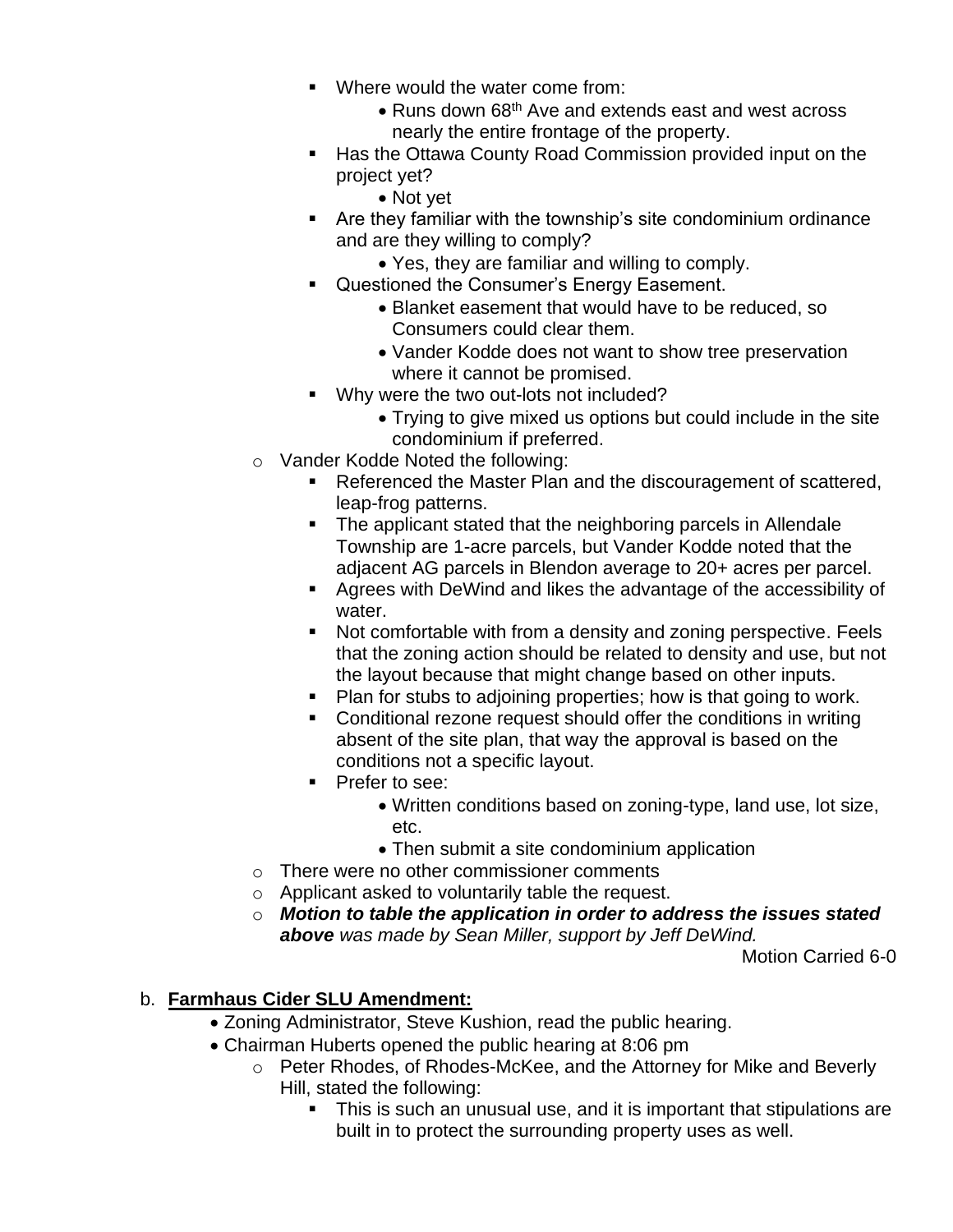- Where would the water come from:
  - Runs down 68th Ave and extends east and west across nearly the entire frontage of the property.
- Has the Ottawa County Road Commission provided input on the project yet?
  - Not yet
- Are they familiar with the township's site condominium ordinance and are they willing to comply?
  - Yes, they are familiar and willing to comply.
- Questioned the Consumer's Energy Easement.
  - Blanket easement that would have to be reduced, so Consumers could clear them.
  - Vander Kodde does not want to show tree preservation where it cannot be promised.
- Why were the two out-lots not included?
  - Trying to give mixed us options but could include in the site condominium if preferred.

- Vander Kodde Noted the following:
  - Referenced the Master Plan and the discouragement of scattered, leap-frog patterns.
  - The applicant stated that the neighboring parcels in Allendale Township are 1-acre parcels, but Vander Kodde noted that the adjacent AG parcels in Blendon average to 20+ acres per parcel.
  - Agrees with DeWind and likes the advantage of the accessibility of water.
  - Not comfortable with from a density and zoning perspective. Feels that the zoning action should be related to density and use, but not the layout because that might change based on other inputs.
  - Plan for stubs to adjoining properties; how is that going to work.
  - Conditional rezone request should offer the conditions in writing absent of the site plan, that way the approval is based on the conditions not a specific layout.
  - Prefer to see:
    - Written conditions based on zoning-type, land use, lot size, etc.
    - Then submit a site condominium application
- There were no other commissioner comments
- Applicant asked to voluntarily table the request.
- ***Motion to table the application in order to address the issues stated above*** *was made by Sean Miller, support by Jeff DeWind.*

Motion Carried 6-0

b. **Farmhaus Cider SLU Amendment:**

- Zoning Administrator, Steve Kushion, read the public hearing.
- Chairman Huberts opened the public hearing at 8:06 pm
  - Peter Rhodes, of Rhodes-McKee, and the Attorney for Mike and Beverly Hill, stated the following:
    - This is such an unusual use, and it is important that stipulations are built in to protect the surrounding property uses as well.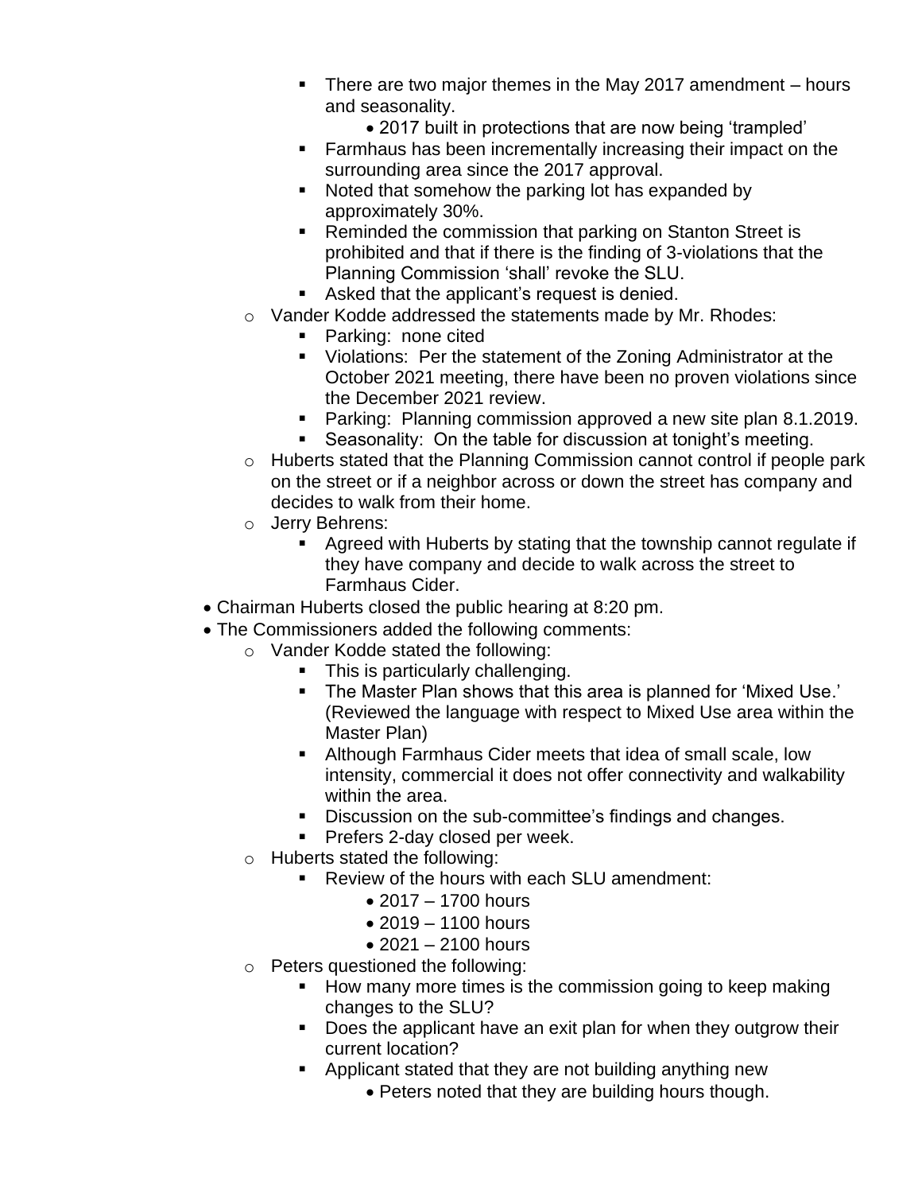- There are two major themes in the May 2017 amendment – hours and seasonality.
            - 2017 built in protections that are now being 'trampled'
        - Farmhaus has been incrementally increasing their impact on the surrounding area since the 2017 approval.
        - Noted that somehow the parking lot has expanded by approximately 30%.
        - Reminded the commission that parking on Stanton Street is prohibited and that if there is the finding of 3-violations that the Planning Commission 'shall' revoke the SLU.
        - Asked that the applicant's request is denied.
    - Vander Kodde addressed the statements made by Mr. Rhodes:
        - Parking: none cited
        - Violations: Per the statement of the Zoning Administrator at the October 2021 meeting, there have been no proven violations since the December 2021 review.
        - Parking: Planning commission approved a new site plan 8.1.2019.
        - Seasonality: On the table for discussion at tonight's meeting.
    - Huberts stated that the Planning Commission cannot control if people park on the street or if a neighbor across or down the street has company and decides to walk from their home.
    - Jerry Behrens:
        - Agreed with Huberts by stating that the township cannot regulate if they have company and decide to walk across the street to Farmhaus Cider.
- Chairman Huberts closed the public hearing at 8:20 pm.
- The Commissioners added the following comments:
    - Vander Kodde stated the following:
        - This is particularly challenging.
        - The Master Plan shows that this area is planned for 'Mixed Use.' (Reviewed the language with respect to Mixed Use area within the Master Plan)
        - Although Farmhaus Cider meets that idea of small scale, low intensity, commercial it does not offer connectivity and walkability within the area.
        - Discussion on the sub-committee's findings and changes.
        - Prefers 2-day closed per week.
    - Huberts stated the following:
        - Review of the hours with each SLU amendment:
            - 2017 – 1700 hours
            - 2019 – 1100 hours
            - 2021 – 2100 hours
    - Peters questioned the following:
        - How many more times is the commission going to keep making changes to the SLU?
        - Does the applicant have an exit plan for when they outgrow their current location?
        - Applicant stated that they are not building anything new
            - Peters noted that they are building hours though.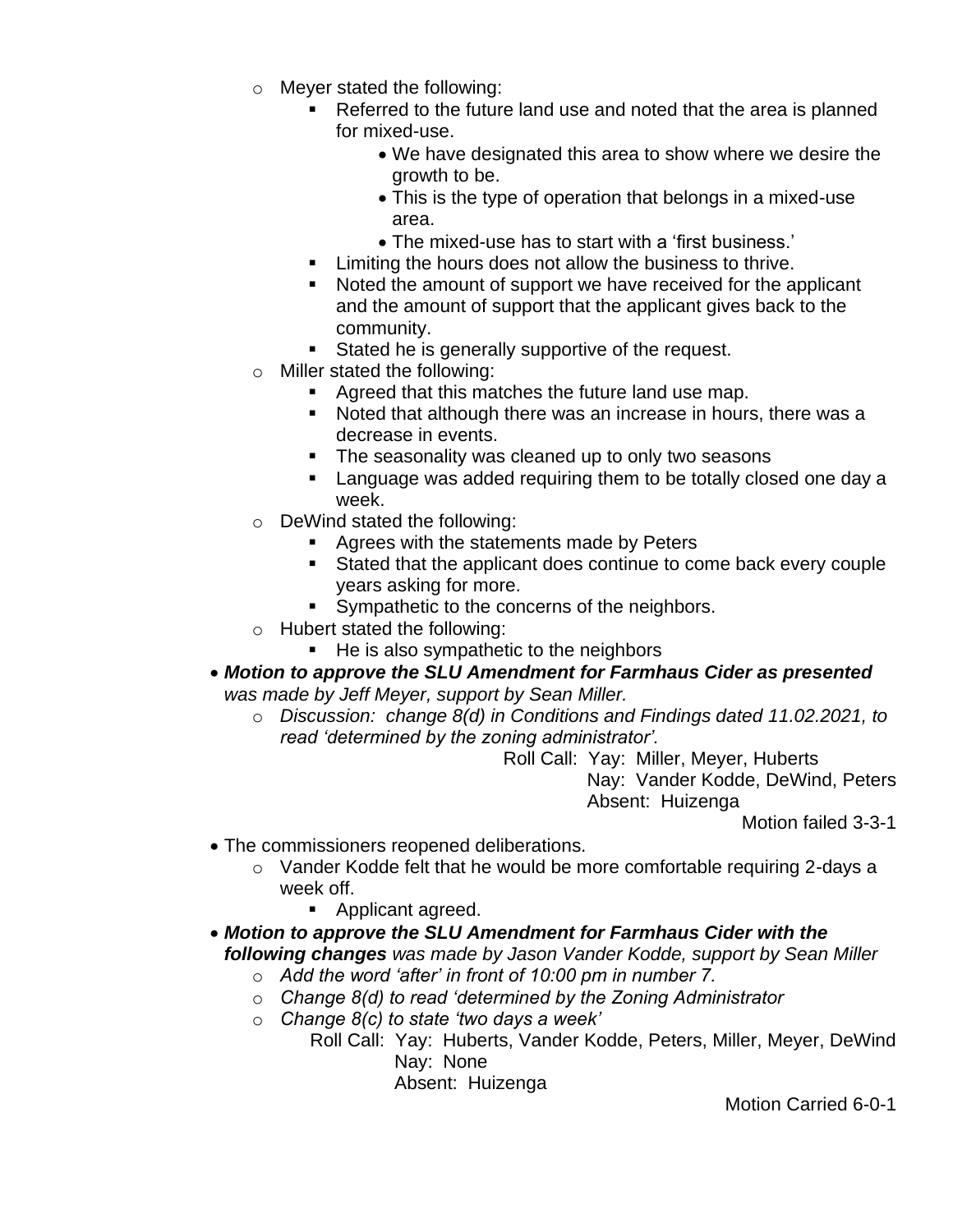- Meyer stated the following:
  - Referred to the future land use and noted that the area is planned for mixed-use.
    - We have designated this area to show where we desire the growth to be.
    - This is the type of operation that belongs in a mixed-use area.
    - The mixed-use has to start with a 'first business.'
  - Limiting the hours does not allow the business to thrive.
  - Noted the amount of support we have received for the applicant and the amount of support that the applicant gives back to the community.
  - Stated he is generally supportive of the request.
- Miller stated the following:
  - Agreed that this matches the future land use map.
  - Noted that although there was an increase in hours, there was a decrease in events.
  - The seasonality was cleaned up to only two seasons
  - Language was added requiring them to be totally closed one day a week.
- DeWind stated the following:
  - Agrees with the statements made by Peters
  - Stated that the applicant does continue to come back every couple years asking for more.
  - Sympathetic to the concerns of the neighbors.
- Hubert stated the following:
  - He is also sympathetic to the neighbors

- ***Motion to approve the SLU Amendment for Farmhaus Cider as presented*** *was made by Jeff Meyer, support by Sean Miller.*
  - *Discussion: change 8(d) in Conditions and Findings dated 11.02.2021, to read 'determined by the zoning administrator'.*

Roll Call: Yay: Miller, Meyer, Huberts
Nay: Vander Kodde, DeWind, Peters
Absent: Huizenga

Motion failed 3-3-1

- The commissioners reopened deliberations.
  - Vander Kodde felt that he would be more comfortable requiring 2-days a week off.
    - Applicant agreed.

- ***Motion to approve the SLU Amendment for Farmhaus Cider with the following changes*** *was made by Jason Vander Kodde, support by Sean Miller*
  - *Add the word 'after' in front of 10:00 pm in number 7.*
  - *Change 8(d) to read 'determined by the Zoning Administrator*
  - *Change 8(c) to state 'two days a week'*

Roll Call: Yay: Huberts, Vander Kodde, Peters, Miller, Meyer, DeWind
Nay: None
Absent: Huizenga

Motion Carried 6-0-1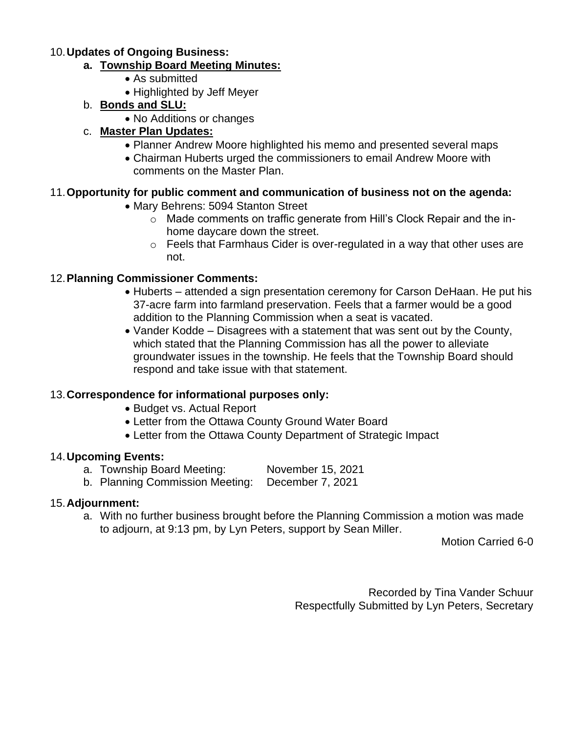10. **Updates of Ongoing Business:**
    a. **Township Board Meeting Minutes:**
       - As submitted
       - Highlighted by Jeff Meyer

    b. **Bonds and SLU:**
       - No Additions or changes

    c. **Master Plan Updates:**
       - Planner Andrew Moore highlighted his memo and presented several maps
       - Chairman Huberts urged the commissioners to email Andrew Moore with comments on the Master Plan.

11. **Opportunity for public comment and communication of business not on the agenda:**
    - Mary Behrens: 5094 Stanton Street
      - Made comments on traffic generate from Hill's Clock Repair and the in-home daycare down the street.
      - Feels that Farmhaus Cider is over-regulated in a way that other uses are not.

12. **Planning Commissioner Comments:**
    - Huberts – attended a sign presentation ceremony for Carson DeHaan. He put his 37-acre farm into farmland preservation. Feels that a farmer would be a good addition to the Planning Commission when a seat is vacated.
    - Vander Kodde – Disagrees with a statement that was sent out by the County, which stated that the Planning Commission has all the power to alleviate groundwater issues in the township. He feels that the Township Board should respond and take issue with that statement.

13. **Correspondence for informational purposes only:**
    - Budget vs. Actual Report
    - Letter from the Ottawa County Ground Water Board
    - Letter from the Ottawa County Department of Strategic Impact

14. **Upcoming Events:**
    a. Township Board Meeting: November 15, 2021
    b. Planning Commission Meeting: December 7, 2021

15. **Adjournment:**
    a. With no further business brought before the Planning Commission a motion was made to adjourn, at 9:13 pm, by Lyn Peters, support by Sean Miller.

Motion Carried 6-0

Recorded by Tina Vander Schuur
Respectfully Submitted by Lyn Peters, Secretary